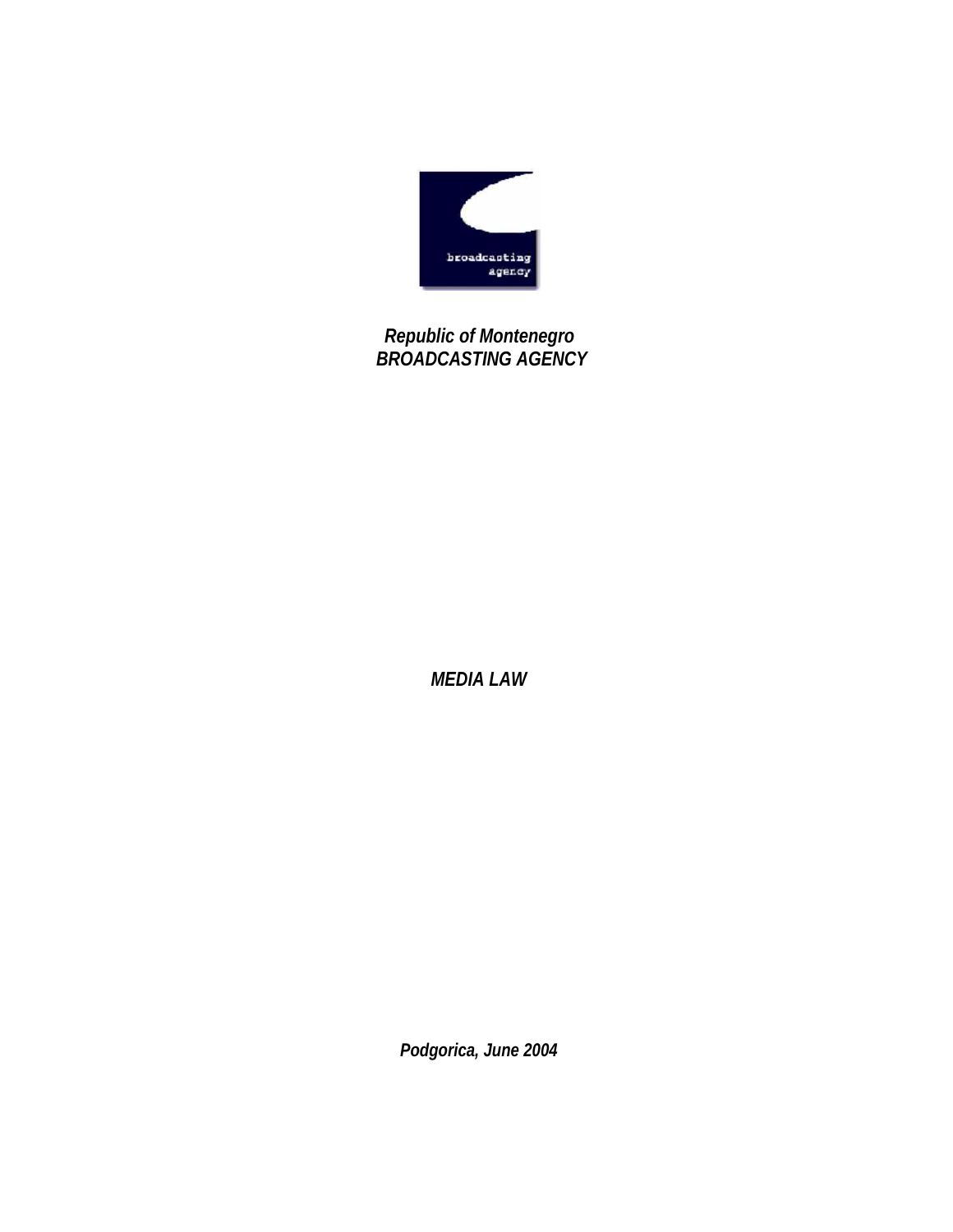broadcasting agency

***Republic of Montenegro***
***BROADCASTING AGENCY***

# *MEDIA LAW*

***Podgorica, June 2004***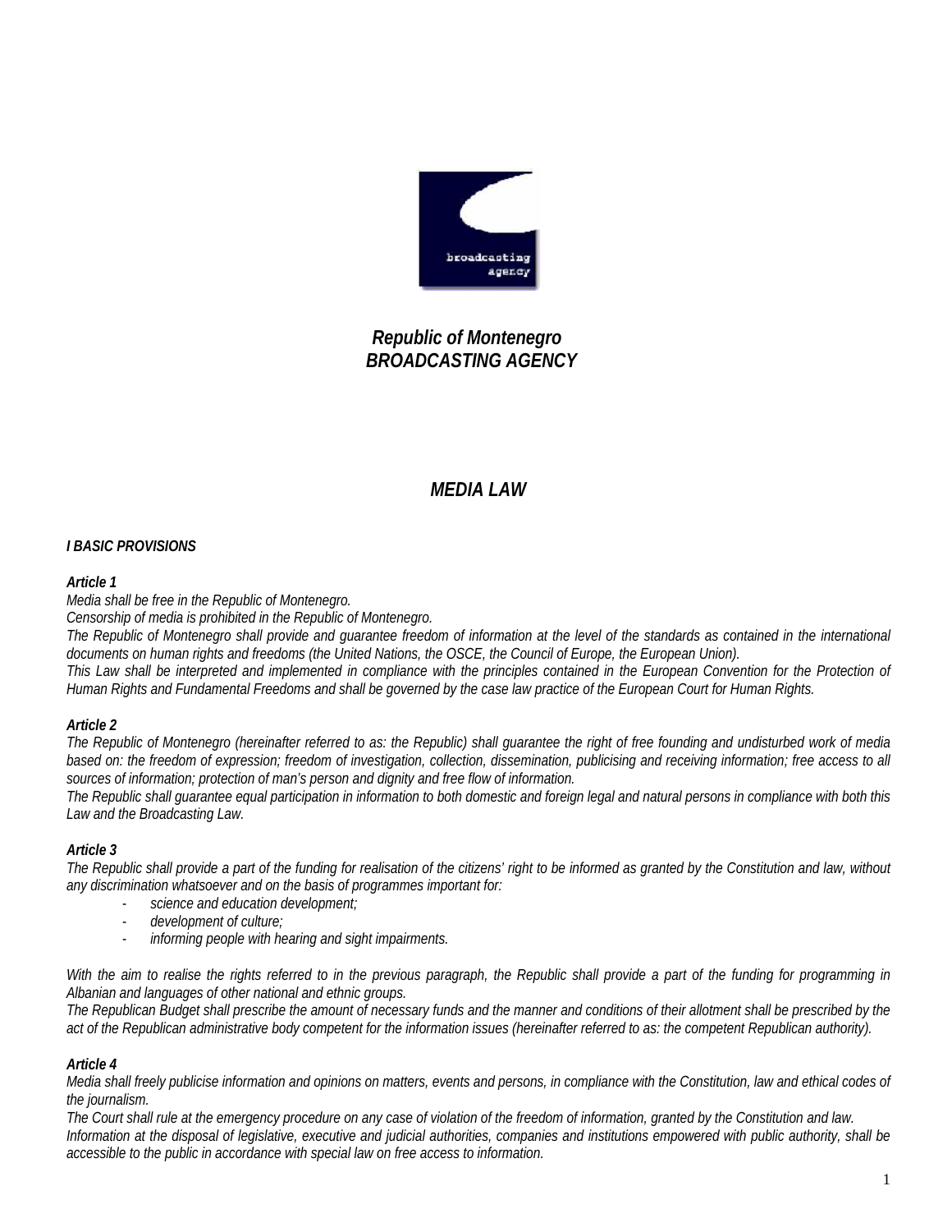*Republic of Montenegro*
***BROADCASTING AGENCY***

# *MEDIA LAW*

## *I BASIC PROVISIONS*

***Article 1***

*Media shall be free in the Republic of Montenegro.*

*Censorship of media is prohibited in the Republic of Montenegro.*

*The Republic of Montenegro shall provide and guarantee freedom of information at the level of the standards as contained in the international documents on human rights and freedoms (the United Nations, the OSCE, the Council of Europe, the European Union).*

*This Law shall be interpreted and implemented in compliance with the principles contained in the European Convention for the Protection of Human Rights and Fundamental Freedoms and shall be governed by the case law practice of the European Court for Human Rights.*

***Article 2***

*The Republic of Montenegro (hereinafter referred to as: the Republic) shall guarantee the right of free founding and undisturbed work of media based on: the freedom of expression; freedom of investigation, collection, dissemination, publicising and receiving information; free access to all sources of information; protection of man's person and dignity and free flow of information.*

*The Republic shall guarantee equal participation in information to both domestic and foreign legal and natural persons in compliance with both this Law and the Broadcasting Law.*

***Article 3***

*The Republic shall provide a part of the funding for realisation of the citizens' right to be informed as granted by the Constitution and law, without any discrimination whatsoever and on the basis of programmes important for:*

- *science and education development;*
- *development of culture;*
- *informing people with hearing and sight impairments.*

*With the aim to realise the rights referred to in the previous paragraph, the Republic shall provide a part of the funding for programming in Albanian and languages of other national and ethnic groups.*

*The Republican Budget shall prescribe the amount of necessary funds and the manner and conditions of their allotment shall be prescribed by the act of the Republican administrative body competent for the information issues (hereinafter referred to as: the competent Republican authority).*

***Article 4***

*Media shall freely publicise information and opinions on matters, events and persons, in compliance with the Constitution, law and ethical codes of the journalism.*

*The Court shall rule at the emergency procedure on any case of violation of the freedom of information, granted by the Constitution and law.*

*Information at the disposal of legislative, executive and judicial authorities, companies and institutions empowered with public authority, shall be accessible to the public in accordance with special law on free access to information.*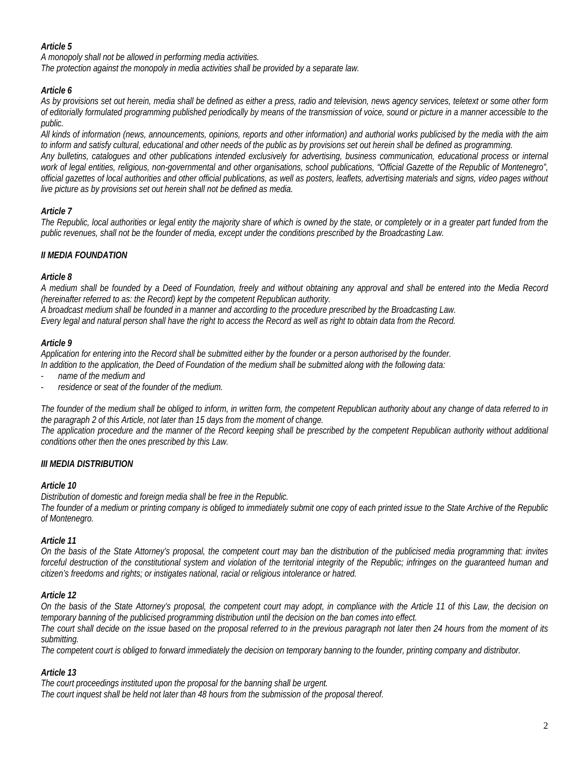***Article 5***

*A monopoly shall not be allowed in performing media activities.*
*The protection against the monopoly in media activities shall be provided by a separate law.*

***Article 6***

*As by provisions set out herein, media shall be defined as either a press, radio and television, news agency services, teletext or some other form of editorially formulated programming published periodically by means of the transmission of voice, sound or picture in a manner accessible to the public.*
*All kinds of information (news, announcements, opinions, reports and other information) and authorial works publicised by the media with the aim to inform and satisfy cultural, educational and other needs of the public as by provisions set out herein shall be defined as programming.*
*Any bulletins, catalogues and other publications intended exclusively for advertising, business communication, educational process or internal work of legal entities, religious, non-governmental and other organisations, school publications, “Official Gazette of the Republic of Montenegro”, official gazettes of local authorities and other official publications, as well as posters, leaflets, advertising materials and signs, video pages without live picture as by provisions set out herein shall not be defined as media.*

***Article 7***

*The Republic, local authorities or legal entity the majority share of which is owned by the state, or completely or in a greater part funded from the public revenues, shall not be the founder of media, except under the conditions prescribed by the Broadcasting Law.*

***II MEDIA FOUNDATION***

***Article 8***

*A medium shall be founded by a Deed of Foundation, freely and without obtaining any approval and shall be entered into the Media Record (hereinafter referred to as: the Record) kept by the competent Republican authority.*
*A broadcast medium shall be founded in a manner and according to the procedure prescribed by the Broadcasting Law.*
*Every legal and natural person shall have the right to access the Record as well as right to obtain data from the Record.*

***Article 9***

*Application for entering into the Record shall be submitted either by the founder or a person authorised by the founder.*
*In addition to the application, the Deed of Foundation of the medium shall be submitted along with the following data:*

- *name of the medium and*
- *residence or seat of the founder of the medium.*

*The founder of the medium shall be obliged to inform, in written form, the competent Republican authority about any change of data referred to in the paragraph 2 of this Article, not later than 15 days from the moment of change.*
*The application procedure and the manner of the Record keeping shall be prescribed by the competent Republican authority without additional conditions other then the ones prescribed by this Law.*

***III MEDIA DISTRIBUTION***

***Article 10***

*Distribution of domestic and foreign media shall be free in the Republic.*
*The founder of a medium or printing company is obliged to immediately submit one copy of each printed issue to the State Archive of the Republic of Montenegro.*

***Article 11***

*On the basis of the State Attorney’s proposal, the competent court may ban the distribution of the publicised media programming that: invites forceful destruction of the constitutional system and violation of the territorial integrity of the Republic; infringes on the guaranteed human and citizen’s freedoms and rights; or instigates national, racial or religious intolerance or hatred.*

***Article 12***

*On the basis of the State Attorney’s proposal, the competent court may adopt, in compliance with the Article 11 of this Law, the decision on temporary banning of the publicised programming distribution until the decision on the ban comes into effect.*
*The court shall decide on the issue based on the proposal referred to in the previous paragraph not later then 24 hours from the moment of its submitting.*
*The competent court is obliged to forward immediately the decision on temporary banning to the founder, printing company and distributor.*

***Article 13***

*The court proceedings instituted upon the proposal for the banning shall be urgent.*
*The court inquest shall be held not later than 48 hours from the submission of the proposal thereof.*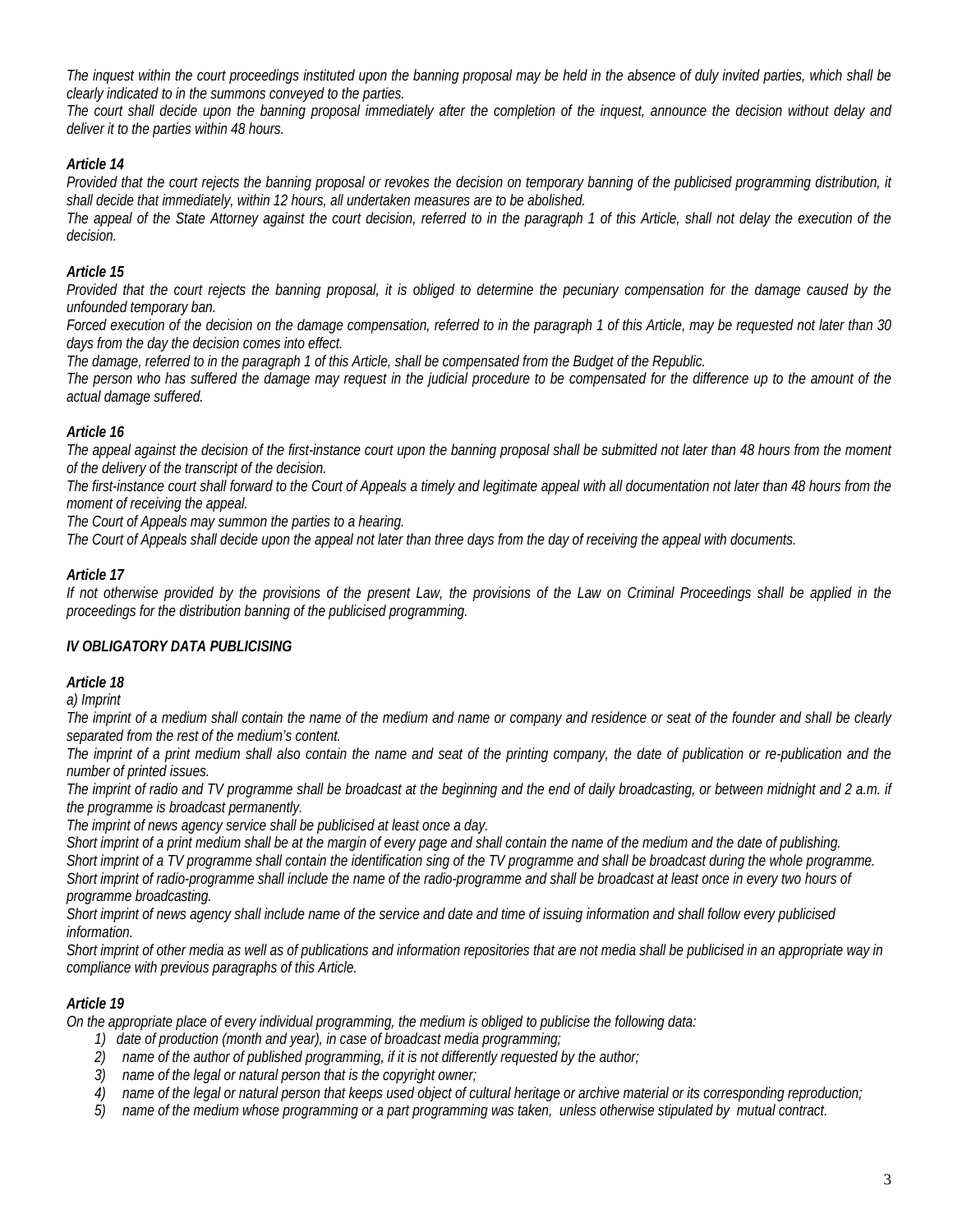*The inquest within the court proceedings instituted upon the banning proposal may be held in the absence of duly invited parties, which shall be clearly indicated to in the summons conveyed to the parties.*

*The court shall decide upon the banning proposal immediately after the completion of the inquest, announce the decision without delay and deliver it to the parties within 48 hours.*

### *Article 14*

*Provided that the court rejects the banning proposal or revokes the decision on temporary banning of the publicised programming distribution, it shall decide that immediately, within 12 hours, all undertaken measures are to be abolished.*

*The appeal of the State Attorney against the court decision, referred to in the paragraph 1 of this Article, shall not delay the execution of the decision.*

### *Article 15*

*Provided that the court rejects the banning proposal, it is obliged to determine the pecuniary compensation for the damage caused by the unfounded temporary ban.*

*Forced execution of the decision on the damage compensation, referred to in the paragraph 1 of this Article, may be requested not later than 30 days from the day the decision comes into effect.*

*The damage, referred to in the paragraph 1 of this Article, shall be compensated from the Budget of the Republic.*

*The person who has suffered the damage may request in the judicial procedure to be compensated for the difference up to the amount of the actual damage suffered.*

### *Article 16*

*The appeal against the decision of the first-instance court upon the banning proposal shall be submitted not later than 48 hours from the moment of the delivery of the transcript of the decision.*

*The first-instance court shall forward to the Court of Appeals a timely and legitimate appeal with all documentation not later than 48 hours from the moment of receiving the appeal.*

*The Court of Appeals may summon the parties to a hearing.*

*The Court of Appeals shall decide upon the appeal not later than three days from the day of receiving the appeal with documents.*

### *Article 17*

*If not otherwise provided by the provisions of the present Law, the provisions of the Law on Criminal Proceedings shall be applied in the proceedings for the distribution banning of the publicised programming.*

## *IV OBLIGATORY DATA PUBLICISING*

### *Article 18*

*a) Imprint*

*The imprint of a medium shall contain the name of the medium and name or company and residence or seat of the founder and shall be clearly separated from the rest of the medium's content.*

*The imprint of a print medium shall also contain the name and seat of the printing company, the date of publication or re-publication and the number of printed issues.*

*The imprint of radio and TV programme shall be broadcast at the beginning and the end of daily broadcasting, or between midnight and 2 a.m. if the programme is broadcast permanently.*

*The imprint of news agency service shall be publicised at least once a day.*

*Short imprint of a print medium shall be at the margin of every page and shall contain the name of the medium and the date of publishing.*

*Short imprint of a TV programme shall contain the identification sing of the TV programme and shall be broadcast during the whole programme.*

*Short imprint of radio-programme shall include the name of the radio-programme and shall be broadcast at least once in every two hours of programme broadcasting.*

*Short imprint of news agency shall include name of the service and date and time of issuing information and shall follow every publicised information.*

*Short imprint of other media as well as of publications and information repositories that are not media shall be publicised in an appropriate way in compliance with previous paragraphs of this Article.*

### *Article 19*

*On the appropriate place of every individual programming, the medium is obliged to publicise the following data:*

1) *date of production (month and year), in case of broadcast media programming;*
2) *name of the author of published programming, if it is not differently requested by the author;*
3) *name of the legal or natural person that is the copyright owner;*
4) *name of the legal or natural person that keeps used object of cultural heritage or archive material or its corresponding reproduction;*
5) *name of the medium whose programming or a part programming was taken, unless otherwise stipulated by mutual contract.*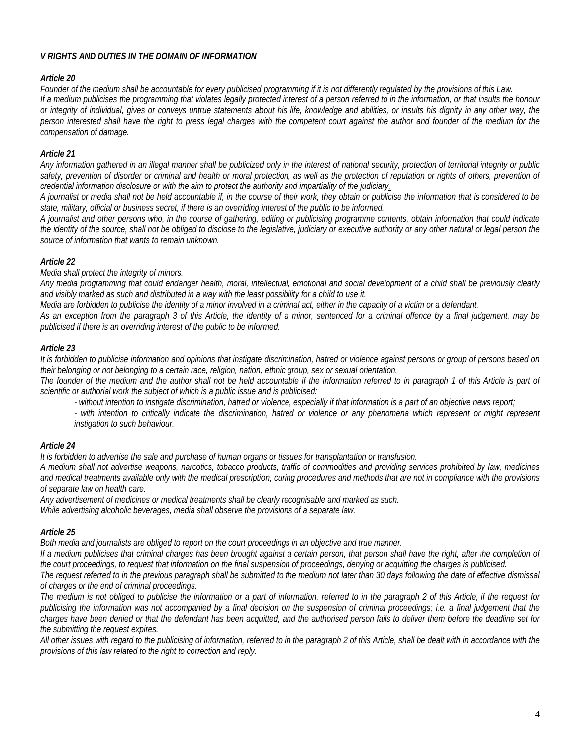### *V RIGHTS AND DUTIES IN THE DOMAIN OF INFORMATION*

#### *Article 20*

*Founder of the medium shall be accountable for every publicised programming if it is not differently regulated by the provisions of this Law.*

*If a medium publicises the programming that violates legally protected interest of a person referred to in the information, or that insults the honour or integrity of individual, gives or conveys untrue statements about his life, knowledge and abilities, or insults his dignity in any other way, the person interested shall have the right to press legal charges with the competent court against the author and founder of the medium for the compensation of damage.*

#### *Article 21*

*Any information gathered in an illegal manner shall be publicized only in the interest of national security, protection of territorial integrity or public safety, prevention of disorder or criminal and health or moral protection, as well as the protection of reputation or rights of others, prevention of credential information disclosure or with the aim to protect the authority and impartiality of the judiciary.*

*A journalist or media shall not be held accountable if, in the course of their work, they obtain or publicise the information that is considered to be state, military, official or business secret, if there is an overriding interest of the public to be informed.*

*A journalist and other persons who, in the course of gathering, editing or publicising programme contents, obtain information that could indicate the identity of the source, shall not be obliged to disclose to the legislative, judiciary or executive authority or any other natural or legal person the source of information that wants to remain unknown.*

#### *Article 22*

*Media shall protect the integrity of minors.*

*Any media programming that could endanger health, moral, intellectual, emotional and social development of a child shall be previously clearly and visibly marked as such and distributed in a way with the least possibility for a child to use it.*

*Media are forbidden to publicise the identity of a minor involved in a criminal act, either in the capacity of a victim or a defendant.*

*As an exception from the paragraph 3 of this Article, the identity of a minor, sentenced for a criminal offence by a final judgement, may be publicised if there is an overriding interest of the public to be informed.*

#### *Article 23*

*It is forbidden to publicise information and opinions that instigate discrimination, hatred or violence against persons or group of persons based on their belonging or not belonging to a certain race, religion, nation, ethnic group, sex or sexual orientation.*

*The founder of the medium and the author shall not be held accountable if the information referred to in paragraph 1 of this Article is part of scientific or authorial work the subject of which is a public issue and is publicised:*

- *without intention to instigate discrimination, hatred or violence, especially if that information is a part of an objective news report;*
- *with intention to critically indicate the discrimination, hatred or violence or any phenomena which represent or might represent instigation to such behaviour.*

#### *Article 24*

*It is forbidden to advertise the sale and purchase of human organs or tissues for transplantation or transfusion.*

*A medium shall not advertise weapons, narcotics, tobacco products, traffic of commodities and providing services prohibited by law, medicines and medical treatments available only with the medical prescription, curing procedures and methods that are not in compliance with the provisions of separate law on health care.*

*Any advertisement of medicines or medical treatments shall be clearly recognisable and marked as such.*

*While advertising alcoholic beverages, media shall observe the provisions of a separate law.*

#### *Article 25*

*Both media and journalists are obliged to report on the court proceedings in an objective and true manner.*

*If a medium publicises that criminal charges has been brought against a certain person, that person shall have the right, after the completion of the court proceedings, to request that information on the final suspension of proceedings, denying or acquitting the charges is publicised.*

*The request referred to in the previous paragraph shall be submitted to the medium not later than 30 days following the date of effective dismissal of charges or the end of criminal proceedings.*

*The medium is not obliged to publicise the information or a part of information, referred to in the paragraph 2 of this Article, if the request for publicising the information was not accompanied by a final decision on the suspension of criminal proceedings; i.e. a final judgement that the charges have been denied or that the defendant has been acquitted, and the authorised person fails to deliver them before the deadline set for the submitting the request expires.*

*All other issues with regard to the publicising of information, referred to in the paragraph 2 of this Article, shall be dealt with in accordance with the provisions of this law related to the right to correction and reply.*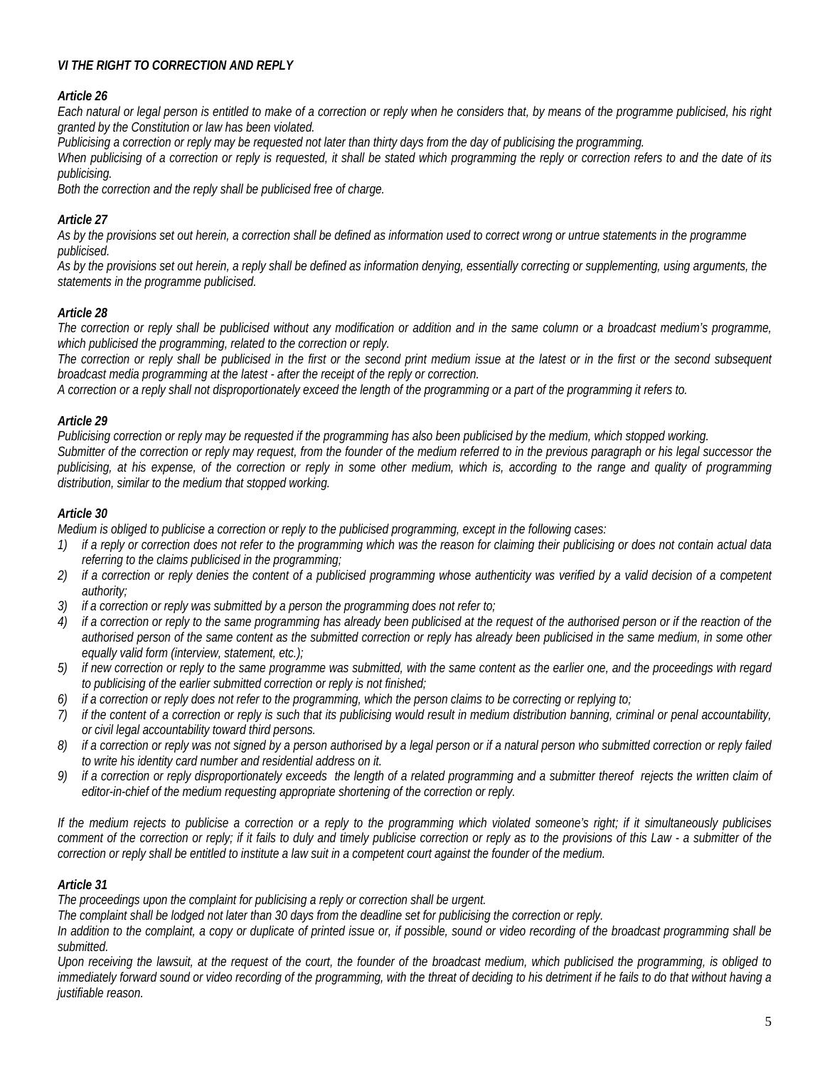### *VI THE RIGHT TO CORRECTION AND REPLY*

#### *Article 26*

*Each natural or legal person is entitled to make of a correction or reply when he considers that, by means of the programme publicised, his right granted by the Constitution or law has been violated.*

*Publicising a correction or reply may be requested not later than thirty days from the day of publicising the programming.*

*When publicising of a correction or reply is requested, it shall be stated which programming the reply or correction refers to and the date of its publicising.*

*Both the correction and the reply shall be publicised free of charge.*

#### *Article 27*

*As by the provisions set out herein, a correction shall be defined as information used to correct wrong or untrue statements in the programme publicised.*

*As by the provisions set out herein, a reply shall be defined as information denying, essentially correcting or supplementing, using arguments, the statements in the programme publicised.*

#### *Article 28*

*The correction or reply shall be publicised without any modification or addition and in the same column or a broadcast medium's programme, which publicised the programming, related to the correction or reply.*

*The correction or reply shall be publicised in the first or the second print medium issue at the latest or in the first or the second subsequent broadcast media programming at the latest - after the receipt of the reply or correction.*

*A correction or a reply shall not disproportionately exceed the length of the programming or a part of the programming it refers to.*

#### *Article 29*

*Publicising correction or reply may be requested if the programming has also been publicised by the medium, which stopped working.*

*Submitter of the correction or reply may request, from the founder of the medium referred to in the previous paragraph or his legal successor the publicising, at his expense, of the correction or reply in some other medium, which is, according to the range and quality of programming distribution, similar to the medium that stopped working.*

#### *Article 30*

*Medium is obliged to publicise a correction or reply to the publicised programming, except in the following cases:*

1) *if a reply or correction does not refer to the programming which was the reason for claiming their publicising or does not contain actual data referring to the claims publicised in the programming;*
2) *if a correction or reply denies the content of a publicised programming whose authenticity was verified by a valid decision of a competent authority;*
3) *if a correction or reply was submitted by a person the programming does not refer to;*
4) *if a correction or reply to the same programming has already been publicised at the request of the authorised person or if the reaction of the authorised person of the same content as the submitted correction or reply has already been publicised in the same medium, in some other equally valid form (interview, statement, etc.);*
5) *if new correction or reply to the same programme was submitted, with the same content as the earlier one, and the proceedings with regard to publicising of the earlier submitted correction or reply is not finished;*
6) *if a correction or reply does not refer to the programming, which the person claims to be correcting or replying to;*
7) *if the content of a correction or reply is such that its publicising would result in medium distribution banning, criminal or penal accountability, or civil legal accountability toward third persons.*
8) *if a correction or reply was not signed by a person authorised by a legal person or if a natural person who submitted correction or reply failed to write his identity card number and residential address on it.*
9) *if a correction or reply disproportionately exceeds the length of a related programming and a submitter thereof rejects the written claim of editor-in-chief of the medium requesting appropriate shortening of the correction or reply.*

*If the medium rejects to publicise a correction or a reply to the programming which violated someone's right; if it simultaneously publicises comment of the correction or reply; if it fails to duly and timely publicise correction or reply as to the provisions of this Law - a submitter of the correction or reply shall be entitled to institute a law suit in a competent court against the founder of the medium.*

#### *Article 31*

*The proceedings upon the complaint for publicising a reply or correction shall be urgent.*

*The complaint shall be lodged not later than 30 days from the deadline set for publicising the correction or reply.*

*In addition to the complaint, a copy or duplicate of printed issue or, if possible, sound or video recording of the broadcast programming shall be submitted.*

*Upon receiving the lawsuit, at the request of the court, the founder of the broadcast medium, which publicised the programming, is obliged to immediately forward sound or video recording of the programming, with the threat of deciding to his detriment if he fails to do that without having a justifiable reason.*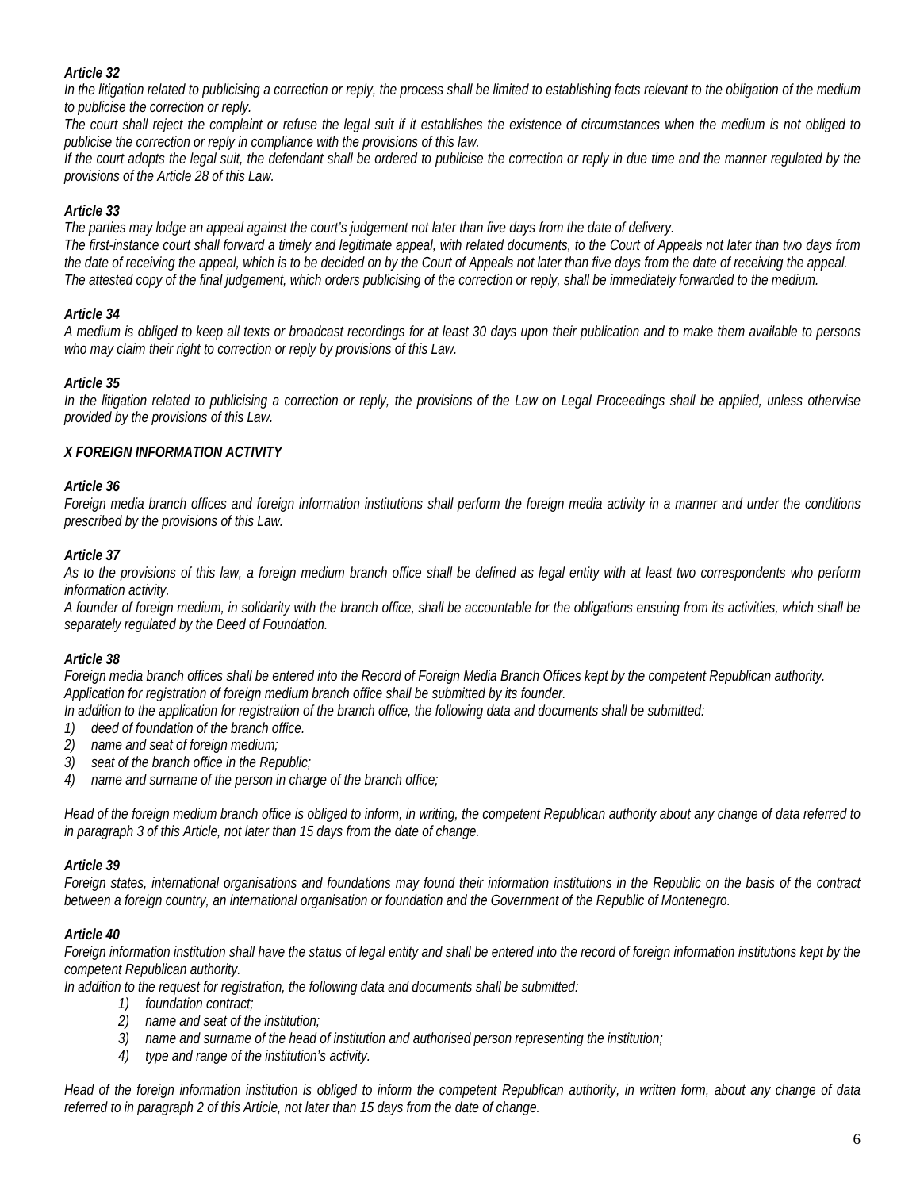### *Article 32*

*In the litigation related to publicising a correction or reply, the process shall be limited to establishing facts relevant to the obligation of the medium to publicise the correction or reply.*

*The court shall reject the complaint or refuse the legal suit if it establishes the existence of circumstances when the medium is not obliged to publicise the correction or reply in compliance with the provisions of this law.*

*If the court adopts the legal suit, the defendant shall be ordered to publicise the correction or reply in due time and the manner regulated by the provisions of the Article 28 of this Law.*

### *Article 33*

*The parties may lodge an appeal against the court's judgement not later than five days from the date of delivery.*

*The first-instance court shall forward a timely and legitimate appeal, with related documents, to the Court of Appeals not later than two days from the date of receiving the appeal, which is to be decided on by the Court of Appeals not later than five days from the date of receiving the appeal.*

*The attested copy of the final judgement, which orders publicising of the correction or reply, shall be immediately forwarded to the medium.*

### *Article 34*

*A medium is obliged to keep all texts or broadcast recordings for at least 30 days upon their publication and to make them available to persons who may claim their right to correction or reply by provisions of this Law.*

### *Article 35*

*In the litigation related to publicising a correction or reply, the provisions of the Law on Legal Proceedings shall be applied, unless otherwise provided by the provisions of this Law.*

## *X FOREIGN INFORMATION ACTIVITY*

### *Article 36*

*Foreign media branch offices and foreign information institutions shall perform the foreign media activity in a manner and under the conditions prescribed by the provisions of this Law.*

### *Article 37*

*As to the provisions of this law, a foreign medium branch office shall be defined as legal entity with at least two correspondents who perform information activity.*

*A founder of foreign medium, in solidarity with the branch office, shall be accountable for the obligations ensuing from its activities, which shall be separately regulated by the Deed of Foundation.*

### *Article 38*

*Foreign media branch offices shall be entered into the Record of Foreign Media Branch Offices kept by the competent Republican authority.*

*Application for registration of foreign medium branch office shall be submitted by its founder.*

*In addition to the application for registration of the branch office, the following data and documents shall be submitted:*

1) *deed of foundation of the branch office.*
2) *name and seat of foreign medium;*
3) *seat of the branch office in the Republic;*
4) *name and surname of the person in charge of the branch office;*

*Head of the foreign medium branch office is obliged to inform, in writing, the competent Republican authority about any change of data referred to in paragraph 3 of this Article, not later than 15 days from the date of change.*

### *Article 39*

*Foreign states, international organisations and foundations may found their information institutions in the Republic on the basis of the contract between a foreign country, an international organisation or foundation and the Government of the Republic of Montenegro.*

### *Article 40*

*Foreign information institution shall have the status of legal entity and shall be entered into the record of foreign information institutions kept by the competent Republican authority.*

*In addition to the request for registration, the following data and documents shall be submitted:*

1) *foundation contract;*
2) *name and seat of the institution;*
3) *name and surname of the head of institution and authorised person representing the institution;*
4) *type and range of the institution's activity.*

*Head of the foreign information institution is obliged to inform the competent Republican authority, in written form, about any change of data referred to in paragraph 2 of this Article, not later than 15 days from the date of change.*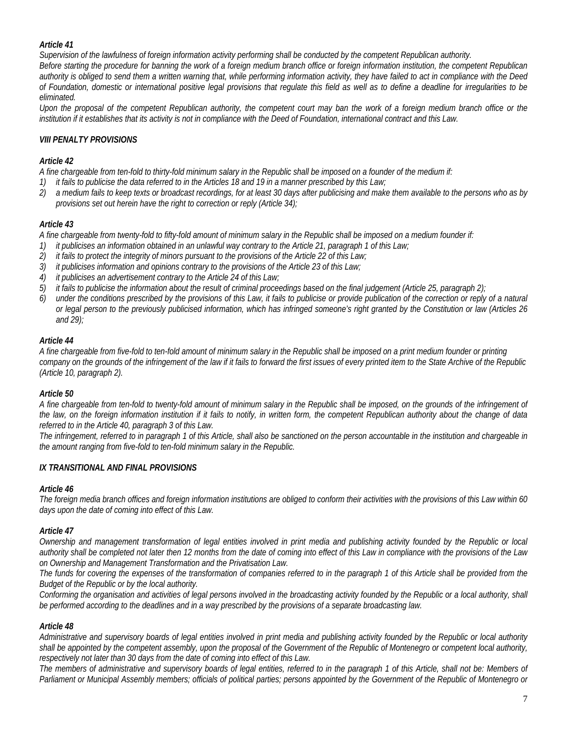### *Article 41*

*Supervision of the lawfulness of foreign information activity performing shall be conducted by the competent Republican authority.*

*Before starting the procedure for banning the work of a foreign medium branch office or foreign information institution, the competent Republican authority is obliged to send them a written warning that, while performing information activity, they have failed to act in compliance with the Deed of Foundation, domestic or international positive legal provisions that regulate this field as well as to define a deadline for irregularities to be eliminated.*

*Upon the proposal of the competent Republican authority, the competent court may ban the work of a foreign medium branch office or the institution if it establishes that its activity is not in compliance with the Deed of Foundation, international contract and this Law.*

## *VIII PENALTY PROVISIONS*

### *Article 42*

*A fine chargeable from ten-fold to thirty-fold minimum salary in the Republic shall be imposed on a founder of the medium if:*

1) *it fails to publicise the data referred to in the Articles 18 and 19 in a manner prescribed by this Law;*
2) *a medium fails to keep texts or broadcast recordings, for at least 30 days after publicising and make them available to the persons who as by provisions set out herein have the right to correction or reply (Article 34);*

### *Article 43*

*A fine chargeable from twenty-fold to fifty-fold amount of minimum salary in the Republic shall be imposed on a medium founder if:*

1) *it publicises an information obtained in an unlawful way contrary to the Article 21, paragraph 1 of this Law;*
2) *it fails to protect the integrity of minors pursuant to the provisions of the Article 22 of this Law;*
3) *it publicises information and opinions contrary to the provisions of the Article 23 of this Law;*
4) *it publicises an advertisement contrary to the Article 24 of this Law;*
5) *it fails to publicise the information about the result of criminal proceedings based on the final judgement (Article 25, paragraph 2);*
6) *under the conditions prescribed by the provisions of this Law, it fails to publicise or provide publication of the correction or reply of a natural or legal person to the previously publicised information, which has infringed someone's right granted by the Constitution or law (Articles 26 and 29);*

### *Article 44*

*A fine chargeable from five-fold to ten-fold amount of minimum salary in the Republic shall be imposed on a print medium founder or printing company on the grounds of the infringement of the law if it fails to forward the first issues of every printed item to the State Archive of the Republic (Article 10, paragraph 2).*

### *Article 50*

*A fine chargeable from ten-fold to twenty-fold amount of minimum salary in the Republic shall be imposed, on the grounds of the infringement of the law, on the foreign information institution if it fails to notify, in written form, the competent Republican authority about the change of data referred to in the Article 40, paragraph 3 of this Law.*

*The infringement, referred to in paragraph 1 of this Article, shall also be sanctioned on the person accountable in the institution and chargeable in the amount ranging from five-fold to ten-fold minimum salary in the Republic.*

## *IX TRANSITIONAL AND FINAL PROVISIONS*

### *Article 46*

*The foreign media branch offices and foreign information institutions are obliged to conform their activities with the provisions of this Law within 60 days upon the date of coming into effect of this Law.*

### *Article 47*

*Ownership and management transformation of legal entities involved in print media and publishing activity founded by the Republic or local authority shall be completed not later then 12 months from the date of coming into effect of this Law in compliance with the provisions of the Law on Ownership and Management Transformation and the Privatisation Law.*

*The funds for covering the expenses of the transformation of companies referred to in the paragraph 1 of this Article shall be provided from the Budget of the Republic or by the local authority.*

*Conforming the organisation and activities of legal persons involved in the broadcasting activity founded by the Republic or a local authority, shall be performed according to the deadlines and in a way prescribed by the provisions of a separate broadcasting law.*

### *Article 48*

*Administrative and supervisory boards of legal entities involved in print media and publishing activity founded by the Republic or local authority shall be appointed by the competent assembly, upon the proposal of the Government of the Republic of Montenegro or competent local authority, respectively not later than 30 days from the date of coming into effect of this Law.*

*The members of administrative and supervisory boards of legal entities, referred to in the paragraph 1 of this Article, shall not be: Members of Parliament or Municipal Assembly members; officials of political parties; persons appointed by the Government of the Republic of Montenegro or*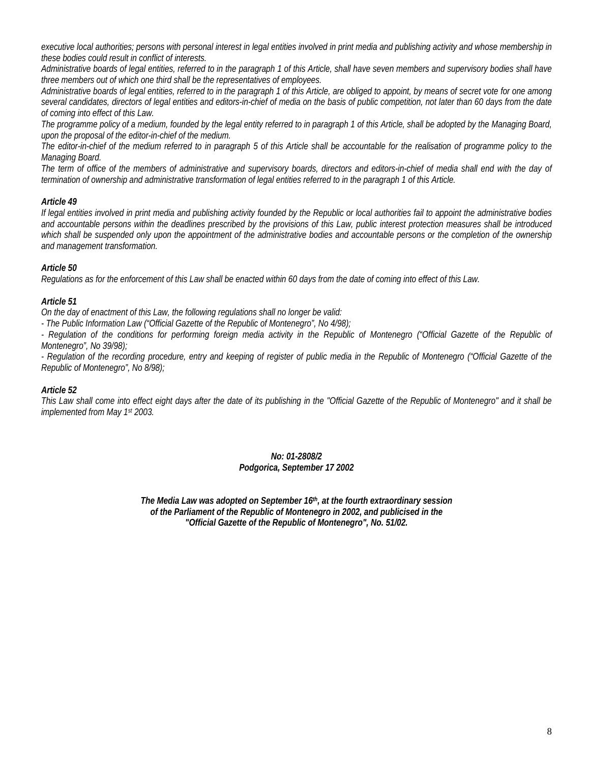*executive local authorities; persons with personal interest in legal entities involved in print media and publishing activity and whose membership in these bodies could result in conflict of interests.*
*Administrative boards of legal entities, referred to in the paragraph 1 of this Article, shall have seven members and supervisory bodies shall have three members out of which one third shall be the representatives of employees.*
*Administrative boards of legal entities, referred to in the paragraph 1 of this Article, are obliged to appoint, by means of secret vote for one among several candidates, directors of legal entities and editors-in-chief of media on the basis of public competition, not later than 60 days from the date of coming into effect of this Law.*
*The programme policy of a medium, founded by the legal entity referred to in paragraph 1 of this Article, shall be adopted by the Managing Board, upon the proposal of the editor-in-chief of the medium.*
*The editor-in-chief of the medium referred to in paragraph 5 of this Article shall be accountable for the realisation of programme policy to the Managing Board.*
*The term of office of the members of administrative and supervisory boards, directors and editors-in-chief of media shall end with the day of termination of ownership and administrative transformation of legal entities referred to in the paragraph 1 of this Article.*

***Article 49***
*If legal entities involved in print media and publishing activity founded by the Republic or local authorities fail to appoint the administrative bodies and accountable persons within the deadlines prescribed by the provisions of this Law, public interest protection measures shall be introduced which shall be suspended only upon the appointment of the administrative bodies and accountable persons or the completion of the ownership and management transformation.*

***Article 50***
*Regulations as for the enforcement of this Law shall be enacted within 60 days from the date of coming into effect of this Law.*

***Article 51***
*On the day of enactment of this Law, the following regulations shall no longer be valid:*
*- The Public Information Law ("Official Gazette of the Republic of Montenegro", No 4/98);*
*- Regulation of the conditions for performing foreign media activity in the Republic of Montenegro ("Official Gazette of the Republic of Montenegro", No 39/98);*
*- Regulation of the recording procedure, entry and keeping of register of public media in the Republic of Montenegro ("Official Gazette of the Republic of Montenegro", No 8/98);*

***Article 52***
*This Law shall come into effect eight days after the date of its publishing in the "Official Gazette of the Republic of Montenegro" and it shall be implemented from May 1st 2003.*

***No: 01-2808/2***
***Podgorica, September 17 2002***

***The Media Law was adopted on September 16th, at the fourth extraordinary session of the Parliament of the Republic of Montenegro in 2002, and publicised in the "Official Gazette of the Republic of Montenegro", No. 51/02.***